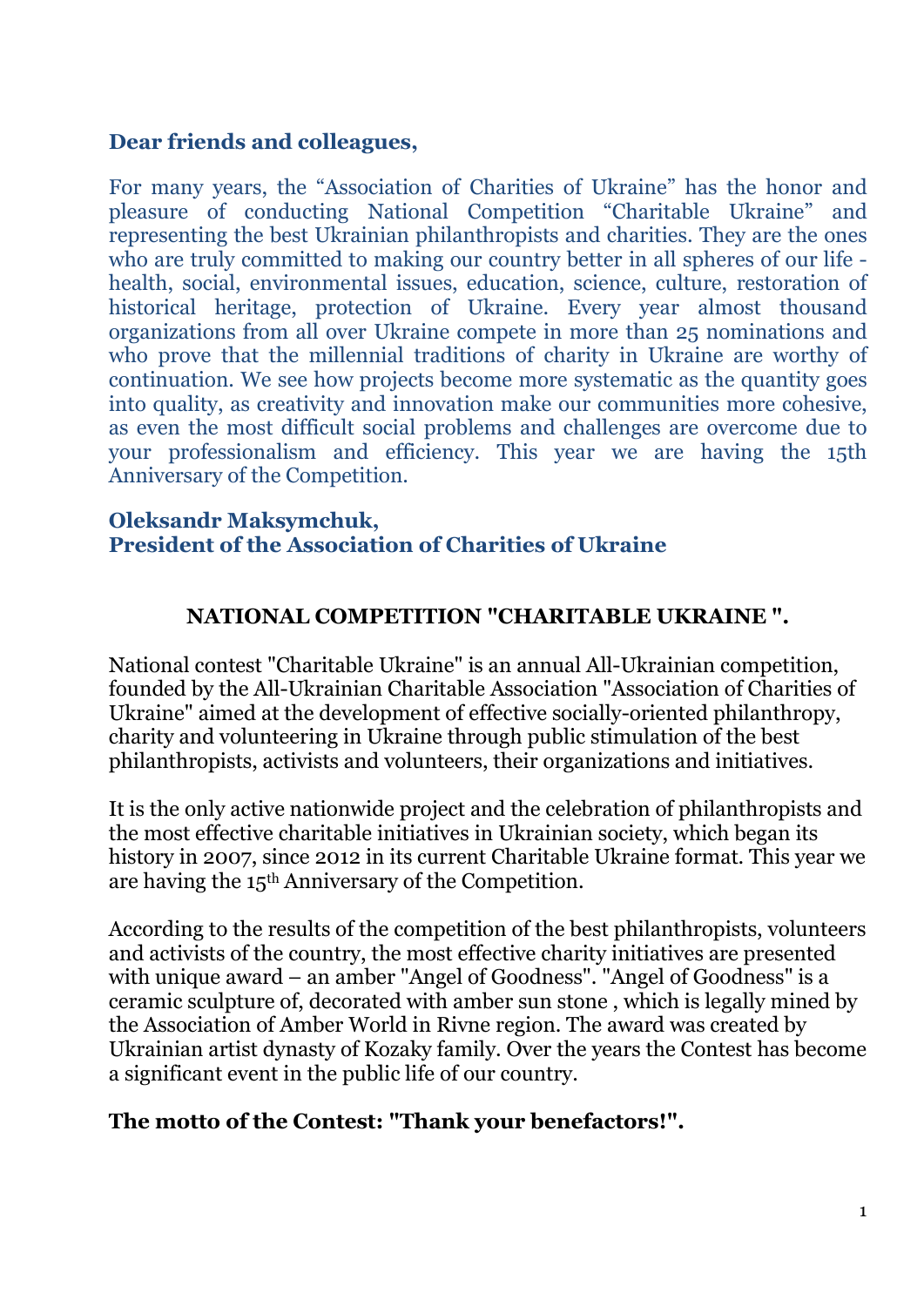**Dear friends and colleagues,**

For many years, the “Association of Charities of Ukraine” has the honor and pleasure of conducting National Competition “Charitable Ukraine” and representing the best Ukrainian philanthropists and charities. They are the ones who are truly committed to making our country better in all spheres of our life - health, social, environmental issues, education, science, culture, restoration of historical heritage, protection of Ukraine. Every year almost thousand organizations from all over Ukraine compete in more than 25 nominations and who prove that the millennial traditions of charity in Ukraine are worthy of continuation. We see how projects become more systematic as the quantity goes into quality, as creativity and innovation make our communities more cohesive, as even the most difficult social problems and challenges are overcome due to your professionalism and efficiency. This year we are having the 15th Anniversary of the Competition.

**Oleksandr Maksymchuk,**
**President of the Association of Charities of Ukraine**

## NATIONAL COMPETITION "CHARITABLE UKRAINE ".

National contest "Charitable Ukraine" is an annual All-Ukrainian competition, founded by the All-Ukrainian Charitable Association "Association of Charities of Ukraine" aimed at the development of effective socially-oriented philanthropy, charity and volunteering in Ukraine through public stimulation of the best philanthropists, activists and volunteers, their organizations and initiatives.

It is the only active nationwide project and the celebration of philanthropists and the most effective charitable initiatives in Ukrainian society, which began its history in 2007, since 2012 in its current Charitable Ukraine format. This year we are having the 15th Anniversary of the Competition.

According to the results of the competition of the best philanthropists, volunteers and activists of the country, the most effective charity initiatives are presented with unique award – an amber "Angel of Goodness". "Angel of Goodness" is a ceramic sculpture of, decorated with amber sun stone , which is legally mined by the Association of Amber World in Rivne region. The award was created by Ukrainian artist dynasty of Kozaky family. Over the years the Contest has become a significant event in the public life of our country.

**The motto of the Contest: "Thank your benefactors!".**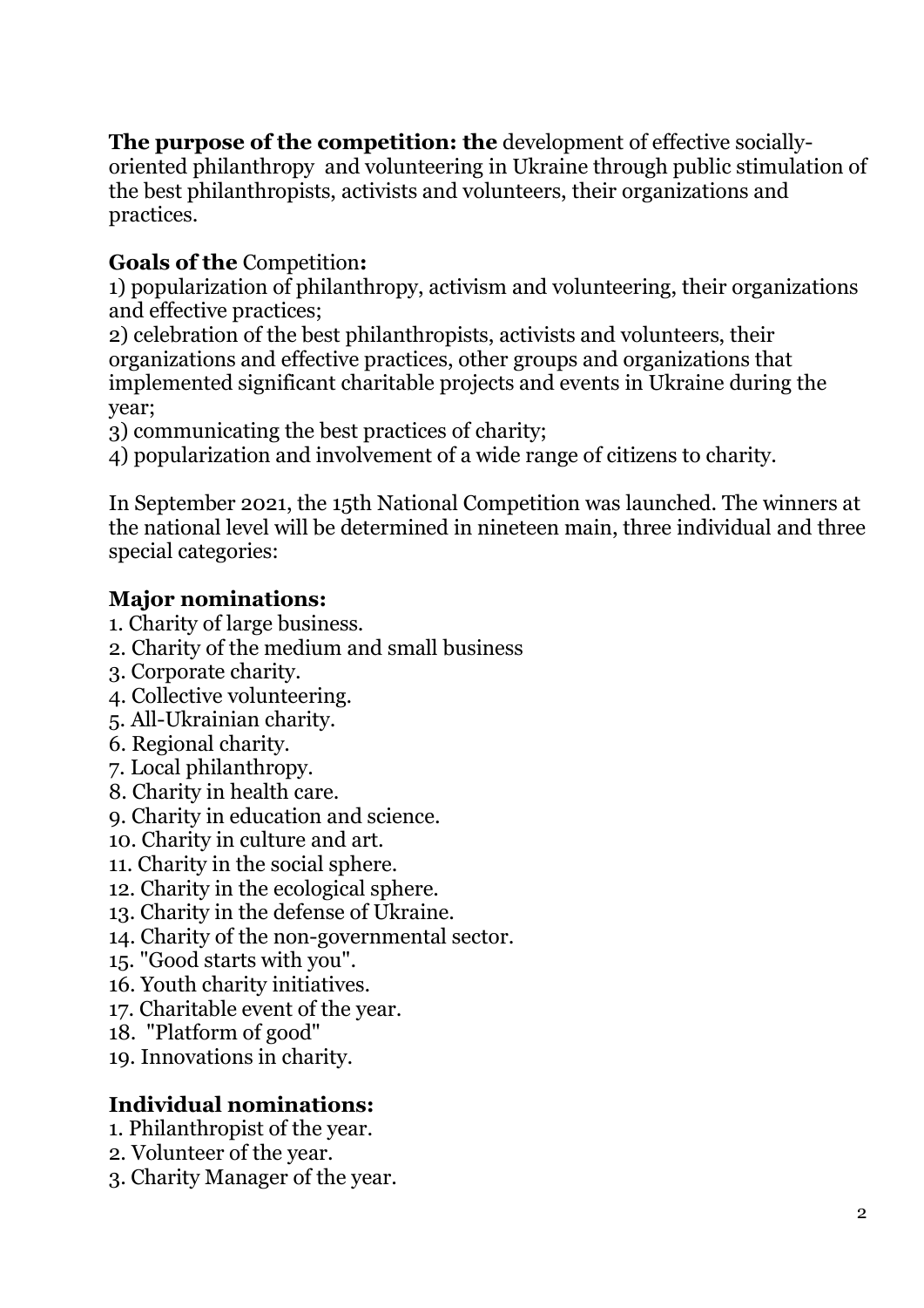**The purpose of the competition: the** development of effective socially-oriented philanthropy and volunteering in Ukraine through public stimulation of the best philanthropists, activists and volunteers, their organizations and practices.

**Goals of the** Competition**:**

1) popularization of philanthropy, activism and volunteering, their organizations and effective practices;
2) celebration of the best philanthropists, activists and volunteers, their organizations and effective practices, other groups and organizations that implemented significant charitable projects and events in Ukraine during the year;
3) communicating the best practices of charity;
4) popularization and involvement of a wide range of citizens to charity.

In September 2021, the 15th National Competition was launched. The winners at the national level will be determined in nineteen main, three individual and three special categories:

**Major nominations:**

1. Charity of large business.
2. Charity of the medium and small business
3. Corporate charity.
4. Collective volunteering.
5. All-Ukrainian charity.
6. Regional charity.
7. Local philanthropy.
8. Charity in health care.
9. Charity in education and science.
10. Charity in culture and art.
11. Charity in the social sphere.
12. Charity in the ecological sphere.
13. Charity in the defense of Ukraine.
14. Charity of the non-governmental sector.
15. "Good starts with you".
16. Youth charity initiatives.
17. Charitable event of the year.
18. "Platform of good"
19. Innovations in charity.

**Individual nominations:**

1. Philanthropist of the year.
2. Volunteer of the year.
3. Charity Manager of the year.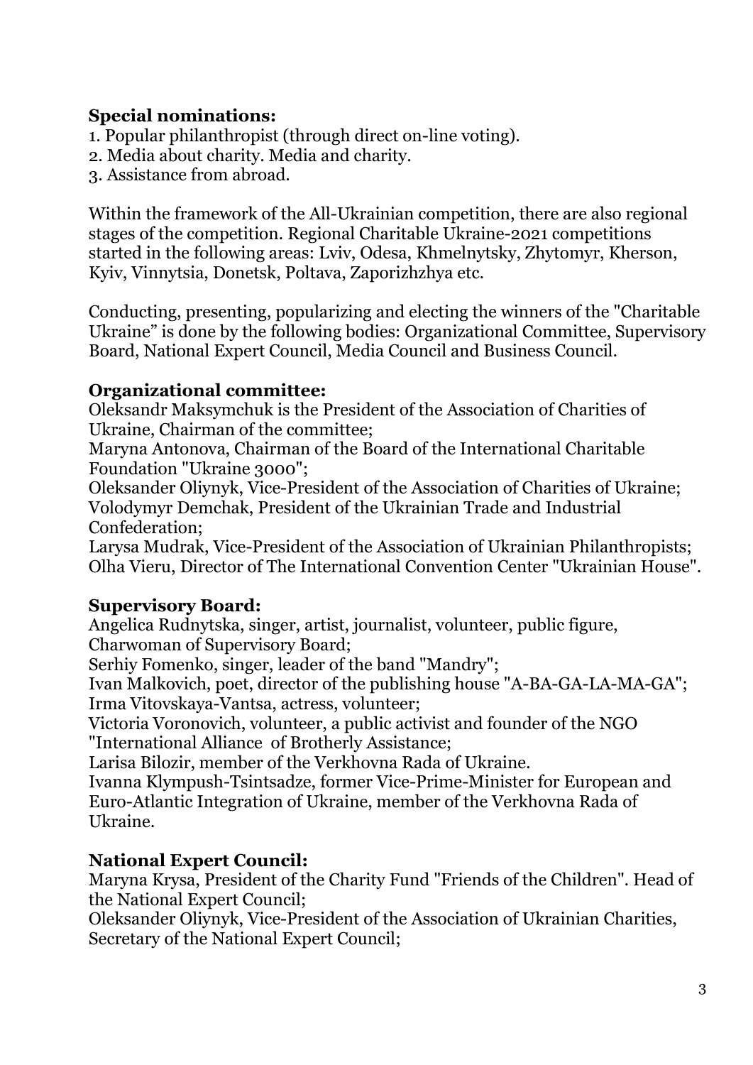**Special nominations:**

1. Popular philanthropist (through direct on-line voting).
2. Media about charity. Media and charity.
3. Assistance from abroad.

Within the framework of the All-Ukrainian competition, there are also regional stages of the competition. Regional Charitable Ukraine-2021 competitions started in the following areas: Lviv, Odesa, Khmelnytsky, Zhytomyr, Kherson, Kyiv, Vinnytsia, Donetsk, Poltava, Zaporizhzhya etc.

Conducting, presenting, popularizing and electing the winners of the "Charitable Ukraine" is done by the following bodies: Organizational Committee, Supervisory Board, National Expert Council, Media Council and Business Council.

**Organizational committee:**

Oleksandr Maksymchuk is the President of the Association of Charities of Ukraine, Chairman of the committee;
Maryna Antonova, Chairman of the Board of the International Charitable Foundation "Ukraine 3000";
Oleksander Oliynyk, Vice-President of the Association of Charities of Ukraine;
Volodymyr Demchak, President of the Ukrainian Trade and Industrial Confederation;
Larysa Mudrak, Vice-President of the Association of Ukrainian Philanthropists;
Olha Vieru, Director of The International Convention Center "Ukrainian House".

**Supervisory Board:**

Angelica Rudnytska, singer, artist, journalist, volunteer, public figure, Charwoman of Supervisory Board;
Serhiy Fomenko, singer, leader of the band "Mandry";
Ivan Malkovich, poet, director of the publishing house "A-BA-GA-LA-MA-GA";
Irma Vitovskaya-Vantsa, actress, volunteer;
Victoria Voronovich, volunteer, a public activist and founder of the NGO "International Alliance of Brotherly Assistance;
Larisa Bilozir, member of the Verkhovna Rada of Ukraine.
Ivanna Klympush-Tsintsadze, former Vice-Prime-Minister for European and Euro-Atlantic Integration of Ukraine, member of the Verkhovna Rada of Ukraine.

**National Expert Council:**

Maryna Krysa, President of the Charity Fund "Friends of the Children". Head of the National Expert Council;
Oleksander Oliynyk, Vice-President of the Association of Ukrainian Charities, Secretary of the National Expert Council;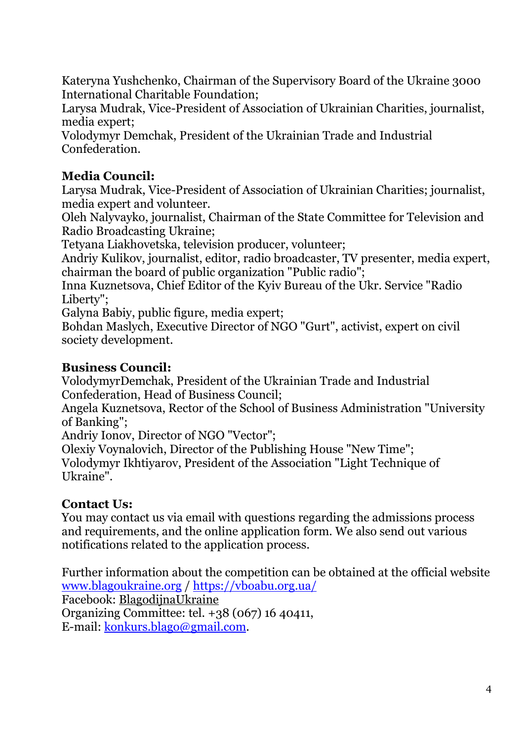Kateryna Yushchenko, Chairman of the Supervisory Board of the Ukraine 3000 International Charitable Foundation;
Larysa Mudrak, Vice-President of Association of Ukrainian Charities, journalist, media expert;
Volodymyr Demchak, President of the Ukrainian Trade and Industrial Confederation.

**Media Council:**
Larysa Mudrak, Vice-President of Association of Ukrainian Charities; journalist, media expert and volunteer.
Oleh Nalyvayko, journalist, Chairman of the State Committee for Television and Radio Broadcasting Ukraine;
Tetyana Liakhovetska, television producer, volunteer;
Andriy Kulikov, journalist, editor, radio broadcaster, TV presenter, media expert, chairman the board of public organization "Public radio";
Inna Kuznetsova, Chief Editor of the Kyiv Bureau of the Ukr. Service "Radio Liberty";
Galyna Babiy, public figure, media expert;
Bohdan Maslych, Executive Director of NGO "Gurt", activist, expert on civil society development.

**Business Council:**
VolodymyrDemchak, President of the Ukrainian Trade and Industrial Confederation, Head of Business Council;
Angela Kuznetsova, Rector of the School of Business Administration "University of Banking";
Andriy Ionov, Director of NGO "Vector";
Olexiy Voynalovich, Director of the Publishing House "New Time";
Volodymyr Ikhtiyarov, President of the Association "Light Technique of Ukraine".

**Contact Us:**
You may contact us via email with questions regarding the admissions process and requirements, and the online application form. We also send out various notifications related to the application process.

Further information about the competition can be obtained at the official website www.blagoukraine.org / https://vboabu.org.ua/
Facebook: BlagodijnaUkraine
Organizing Committee: tel. +38 (067) 16 40411,
E-mail: konkurs.blago@gmail.com.